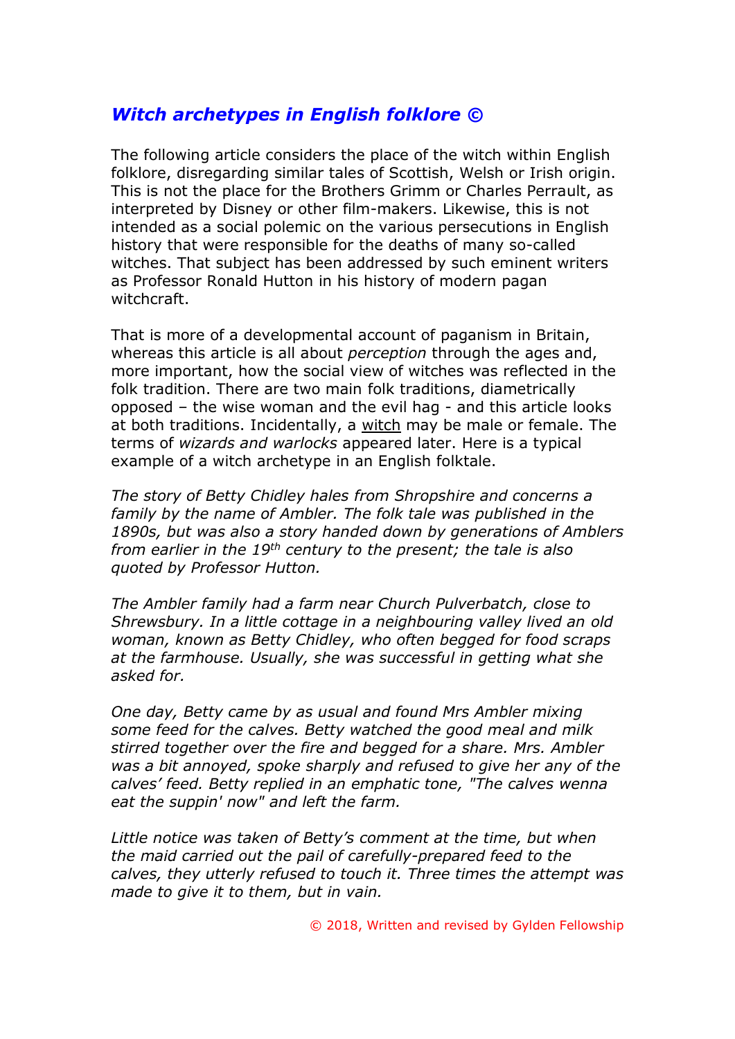# *Witch archetypes in English folklore ©*

The following article considers the place of the witch within English folklore, disregarding similar tales of Scottish, Welsh or Irish origin. This is not the place for the Brothers Grimm or Charles Perrault, as interpreted by Disney or other film-makers. Likewise, this is not intended as a social polemic on the various persecutions in English history that were responsible for the deaths of many so-called witches. That subject has been addressed by such eminent writers as Professor Ronald Hutton in his history of modern pagan witchcraft.

That is more of a developmental account of paganism in Britain, whereas this article is all about *perception* through the ages and, more important, how the social view of witches was reflected in the folk tradition. There are two main folk traditions, diametrically opposed – the wise woman and the evil hag - and this article looks at both traditions. Incidentally, a witch may be male or female. The terms of *wizards and warlocks* appeared later. Here is a typical example of a witch archetype in an English folktale.

*The story of Betty Chidley hales from Shropshire and concerns a family by the name of Ambler. The folk tale was published in the 1890s, but was also a story handed down by generations of Amblers from earlier in the 19th century to the present; the tale is also quoted by Professor Hutton.*

*The Ambler family had a farm near Church Pulverbatch, close to Shrewsbury. In a little cottage in a neighbouring valley lived an old woman, known as Betty Chidley, who often begged for food scraps at the farmhouse. Usually, she was successful in getting what she asked for.*

*One day, Betty came by as usual and found Mrs Ambler mixing some feed for the calves. Betty watched the good meal and milk stirred together over the fire and begged for a share. Mrs. Ambler was a bit annoyed, spoke sharply and refused to give her any of the calves' feed. Betty replied in an emphatic tone, "The calves wenna eat the suppin' now" and left the farm.*

*Little notice was taken of Betty's comment at the time, but when the maid carried out the pail of carefully-prepared feed to the calves, they utterly refused to touch it. Three times the attempt was made to give it to them, but in vain.*

© 2018, Written and revised by Gylden Fellowship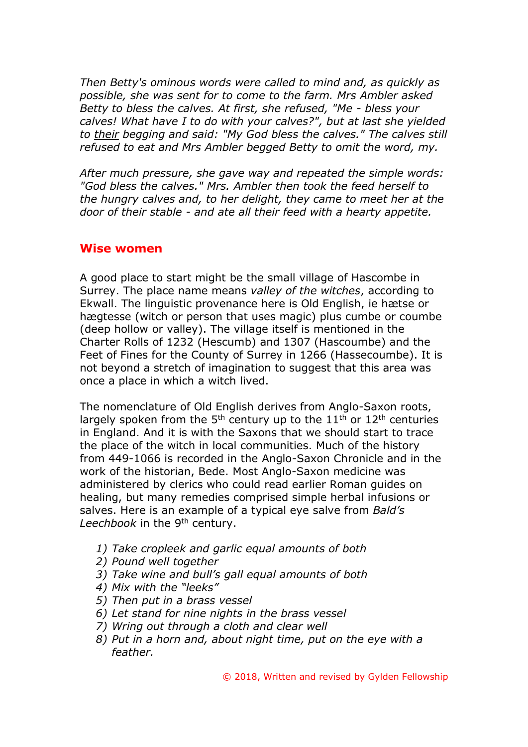*Then Betty's ominous words were called to mind and, as quickly as possible, she was sent for to come to the farm. Mrs Ambler asked Betty to bless the calves. At first, she refused, "Me - bless your calves! What have I to do with your calves?", but at last she yielded to <u>their</u> begging and said: "My God bless the calves." The calves still refused to eat and Mrs Ambler begged Betty to omit the word, my.*

*After much pressure, she gave way and repeated the simple words: "God bless the calves." Mrs. Ambler then took the feed herself to the hungry calves and, to her delight, they came to meet her at the door of their stable - and ate all their feed with a hearty appetite.*

## Wise women

A good place to start might be the small village of Hascombe in Surrey. The place name means *valley of the witches*, according to Ekwall. The linguistic provenance here is Old English, ie hætse or hægtesse (witch or person that uses magic) plus cumbe or coumbe (deep hollow or valley). The village itself is mentioned in the Charter Rolls of 1232 (Hescumb) and 1307 (Hascoumbe) and the Feet of Fines for the County of Surrey in 1266 (Hassecoumbe). It is not beyond a stretch of imagination to suggest that this area was once a place in which a witch lived.

The nomenclature of Old English derives from Anglo-Saxon roots, largely spoken from the 5th century up to the 11th or 12th centuries in England. And it is with the Saxons that we should start to trace the place of the witch in local communities. Much of the history from 449-1066 is recorded in the Anglo-Saxon Chronicle and in the work of the historian, Bede. Most Anglo-Saxon medicine was administered by clerics who could read earlier Roman guides on healing, but many remedies comprised simple herbal infusions or salves. Here is an example of a typical eye salve from *Bald's Leechbook* in the 9th century.

1) *Take cropleek and garlic equal amounts of both*
2) *Pound well together*
3) *Take wine and bull's gall equal amounts of both*
4) *Mix with the "leeks"*
5) *Then put in a brass vessel*
6) *Let stand for nine nights in the brass vessel*
7) *Wring out through a cloth and clear well*
8) *Put in a horn and, about night time, put on the eye with a feather.*

© 2018, Written and revised by Gylden Fellowship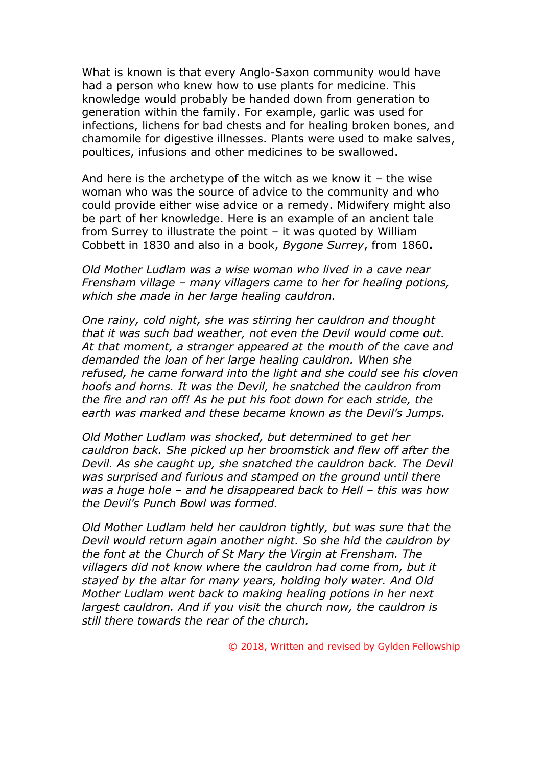What is known is that every Anglo-Saxon community would have had a person who knew how to use plants for medicine. This knowledge would probably be handed down from generation to generation within the family. For example, garlic was used for infections, lichens for bad chests and for healing broken bones, and chamomile for digestive illnesses. Plants were used to make salves, poultices, infusions and other medicines to be swallowed.

And here is the archetype of the witch as we know it – the wise woman who was the source of advice to the community and who could provide either wise advice or a remedy. Midwifery might also be part of her knowledge. Here is an example of an ancient tale from Surrey to illustrate the point – it was quoted by William Cobbett in 1830 and also in a book, *Bygone Surrey*, from 1860**.**

*Old Mother Ludlam was a wise woman who lived in a cave near Frensham village – many villagers came to her for healing potions, which she made in her large healing cauldron.*

*One rainy, cold night, she was stirring her cauldron and thought that it was such bad weather, not even the Devil would come out. At that moment, a stranger appeared at the mouth of the cave and demanded the loan of her large healing cauldron. When she refused, he came forward into the light and she could see his cloven hoofs and horns. It was the Devil, he snatched the cauldron from the fire and ran off! As he put his foot down for each stride, the earth was marked and these became known as the Devil's Jumps.*

*Old Mother Ludlam was shocked, but determined to get her cauldron back. She picked up her broomstick and flew off after the Devil. As she caught up, she snatched the cauldron back. The Devil was surprised and furious and stamped on the ground until there was a huge hole – and he disappeared back to Hell – this was how the Devil's Punch Bowl was formed.*

*Old Mother Ludlam held her cauldron tightly, but was sure that the Devil would return again another night. So she hid the cauldron by the font at the Church of St Mary the Virgin at Frensham. The villagers did not know where the cauldron had come from, but it stayed by the altar for many years, holding holy water. And Old Mother Ludlam went back to making healing potions in her next largest cauldron. And if you visit the church now, the cauldron is still there towards the rear of the church.*

© 2018, Written and revised by Gylden Fellowship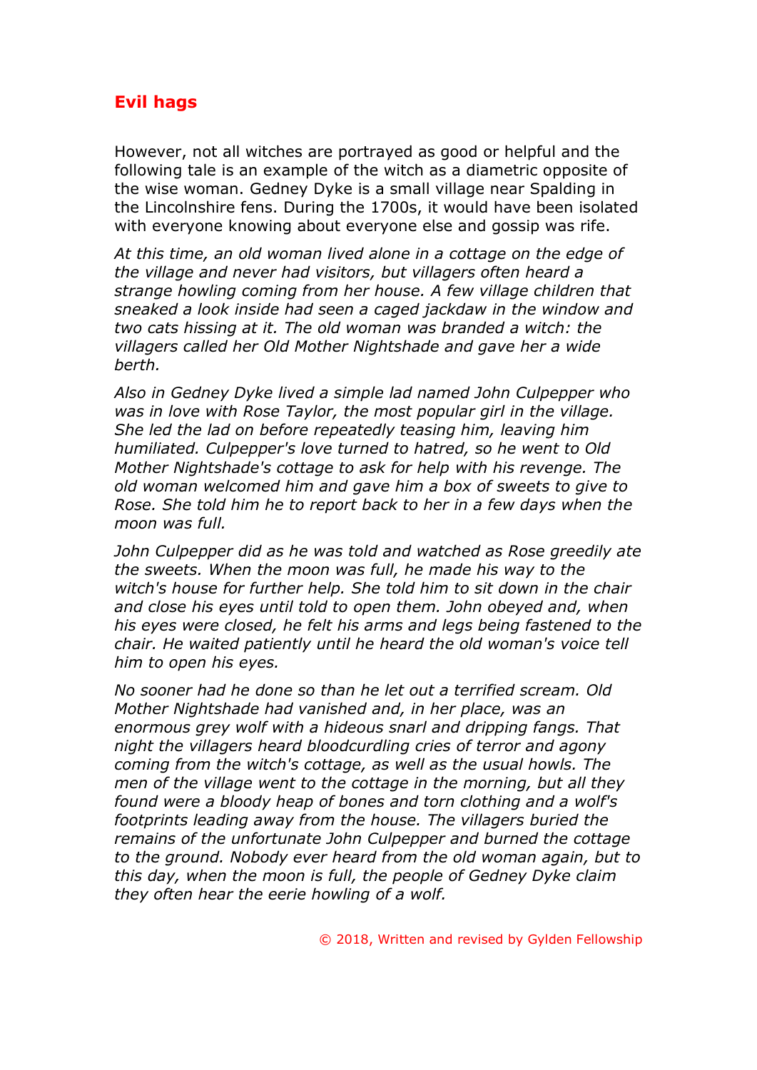## Evil hags

However, not all witches are portrayed as good or helpful and the following tale is an example of the witch as a diametric opposite of the wise woman. Gedney Dyke is a small village near Spalding in the Lincolnshire fens. During the 1700s, it would have been isolated with everyone knowing about everyone else and gossip was rife.

*At this time, an old woman lived alone in a cottage on the edge of the village and never had visitors, but villagers often heard a strange howling coming from her house. A few village children that sneaked a look inside had seen a caged jackdaw in the window and two cats hissing at it. The old woman was branded a witch: the villagers called her Old Mother Nightshade and gave her a wide berth.*

*Also in Gedney Dyke lived a simple lad named John Culpepper who was in love with Rose Taylor, the most popular girl in the village. She led the lad on before repeatedly teasing him, leaving him humiliated. Culpepper's love turned to hatred, so he went to Old Mother Nightshade's cottage to ask for help with his revenge. The old woman welcomed him and gave him a box of sweets to give to Rose. She told him he to report back to her in a few days when the moon was full.*

*John Culpepper did as he was told and watched as Rose greedily ate the sweets. When the moon was full, he made his way to the witch's house for further help. She told him to sit down in the chair and close his eyes until told to open them. John obeyed and, when his eyes were closed, he felt his arms and legs being fastened to the chair. He waited patiently until he heard the old woman's voice tell him to open his eyes.*

*No sooner had he done so than he let out a terrified scream. Old Mother Nightshade had vanished and, in her place, was an enormous grey wolf with a hideous snarl and dripping fangs. That night the villagers heard bloodcurdling cries of terror and agony coming from the witch's cottage, as well as the usual howls. The men of the village went to the cottage in the morning, but all they found were a bloody heap of bones and torn clothing and a wolf's footprints leading away from the house. The villagers buried the remains of the unfortunate John Culpepper and burned the cottage to the ground. Nobody ever heard from the old woman again, but to this day, when the moon is full, the people of Gedney Dyke claim they often hear the eerie howling of a wolf.*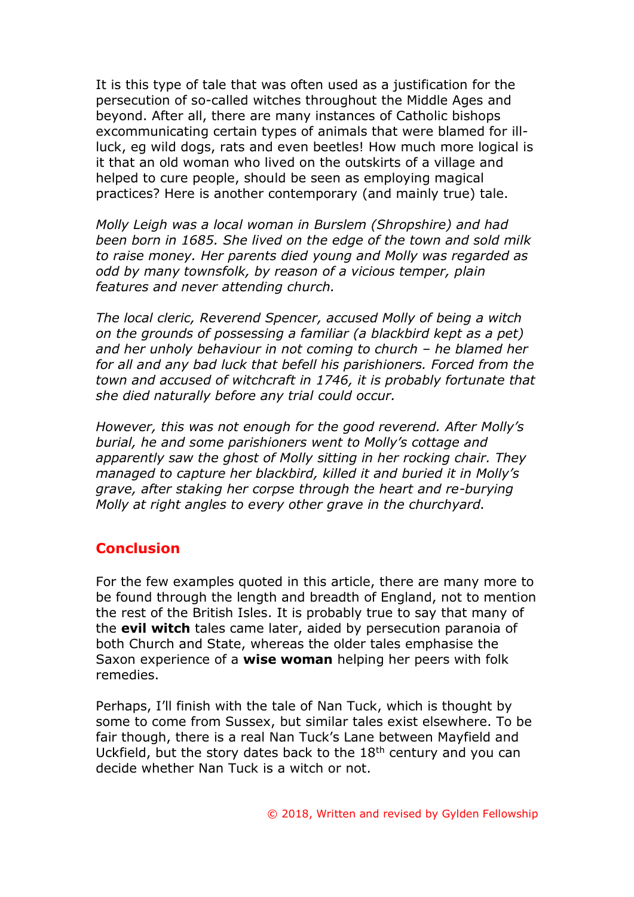It is this type of tale that was often used as a justification for the persecution of so-called witches throughout the Middle Ages and beyond. After all, there are many instances of Catholic bishops excommunicating certain types of animals that were blamed for ill-luck, eg wild dogs, rats and even beetles! How much more logical is it that an old woman who lived on the outskirts of a village and helped to cure people, should be seen as employing magical practices? Here is another contemporary (and mainly true) tale.

*Molly Leigh was a local woman in Burslem (Shropshire) and had been born in 1685. She lived on the edge of the town and sold milk to raise money. Her parents died young and Molly was regarded as odd by many townsfolk, by reason of a vicious temper, plain features and never attending church.*

*The local cleric, Reverend Spencer, accused Molly of being a witch on the grounds of possessing a familiar (a blackbird kept as a pet) and her unholy behaviour in not coming to church – he blamed her for all and any bad luck that befell his parishioners. Forced from the town and accused of witchcraft in 1746, it is probably fortunate that she died naturally before any trial could occur.*

*However, this was not enough for the good reverend. After Molly's burial, he and some parishioners went to Molly's cottage and apparently saw the ghost of Molly sitting in her rocking chair. They managed to capture her blackbird, killed it and buried it in Molly's grave, after staking her corpse through the heart and re-burying Molly at right angles to every other grave in the churchyard.*

## Conclusion

For the few examples quoted in this article, there are many more to be found through the length and breadth of England, not to mention the rest of the British Isles. It is probably true to say that many of the **evil witch** tales came later, aided by persecution paranoia of both Church and State, whereas the older tales emphasise the Saxon experience of a **wise woman** helping her peers with folk remedies.

Perhaps, I'll finish with the tale of Nan Tuck, which is thought by some to come from Sussex, but similar tales exist elsewhere. To be fair though, there is a real Nan Tuck's Lane between Mayfield and Uckfield, but the story dates back to the 18th century and you can decide whether Nan Tuck is a witch or not.

© 2018, Written and revised by Gylden Fellowship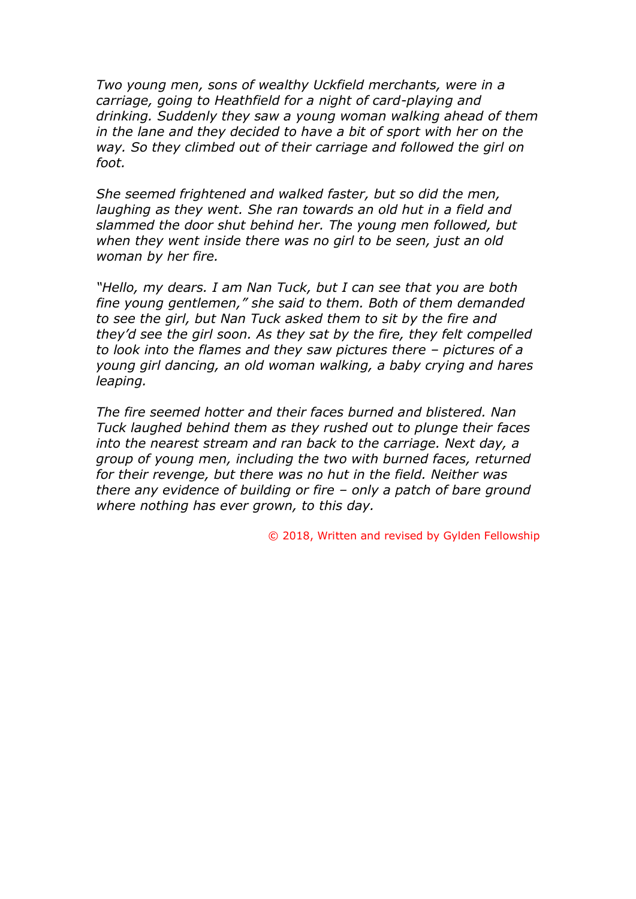*Two young men, sons of wealthy Uckfield merchants, were in a carriage, going to Heathfield for a night of card-playing and drinking. Suddenly they saw a young woman walking ahead of them in the lane and they decided to have a bit of sport with her on the way. So they climbed out of their carriage and followed the girl on foot.*

*She seemed frightened and walked faster, but so did the men, laughing as they went. She ran towards an old hut in a field and slammed the door shut behind her. The young men followed, but when they went inside there was no girl to be seen, just an old woman by her fire.*

*"Hello, my dears. I am Nan Tuck, but I can see that you are both fine young gentlemen," she said to them. Both of them demanded to see the girl, but Nan Tuck asked them to sit by the fire and they'd see the girl soon. As they sat by the fire, they felt compelled to look into the flames and they saw pictures there – pictures of a young girl dancing, an old woman walking, a baby crying and hares leaping.*

*The fire seemed hotter and their faces burned and blistered. Nan Tuck laughed behind them as they rushed out to plunge their faces into the nearest stream and ran back to the carriage. Next day, a group of young men, including the two with burned faces, returned for their revenge, but there was no hut in the field. Neither was there any evidence of building or fire – only a patch of bare ground where nothing has ever grown, to this day.*

© 2018, Written and revised by Gylden Fellowship